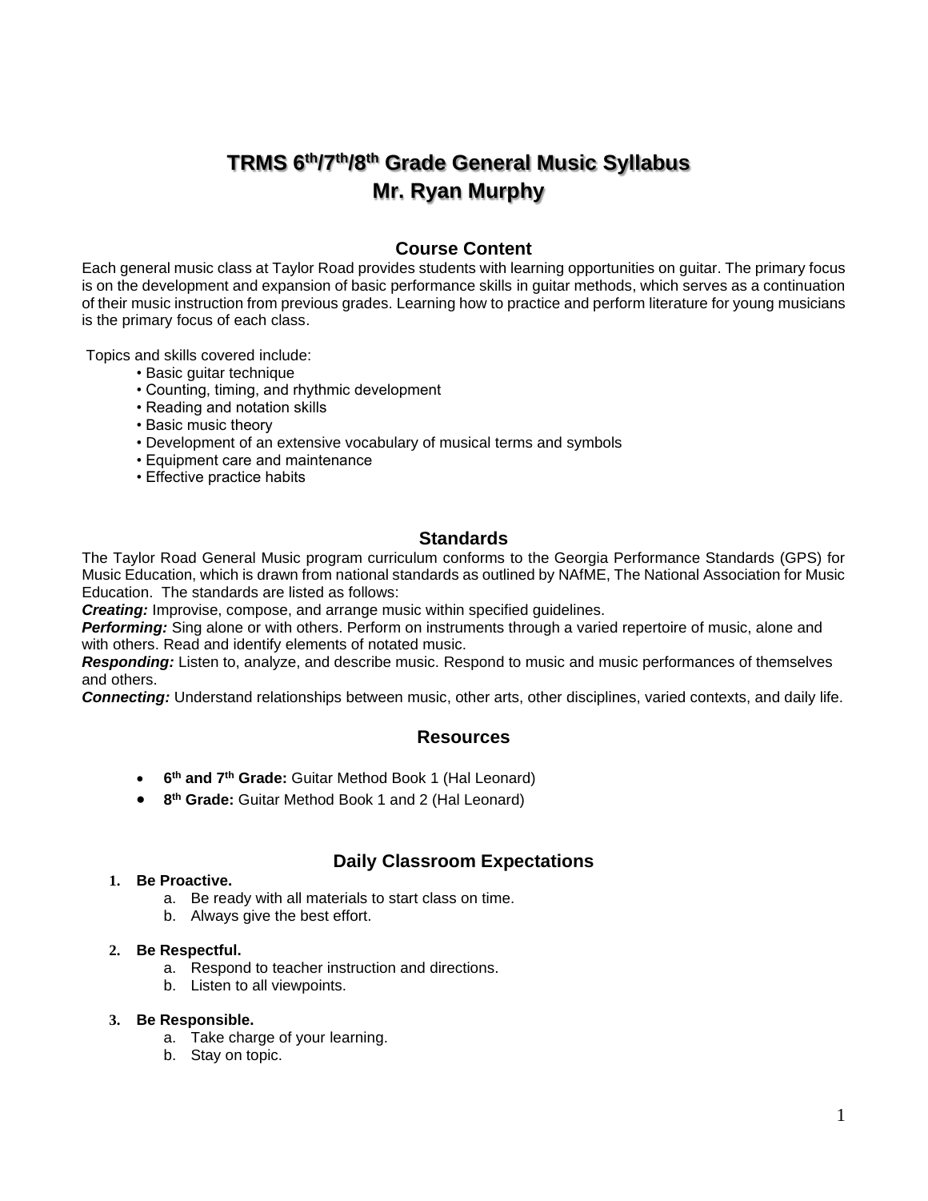# TRMS 6th/7th/8th Grade General Music Syllabus
# Mr. Ryan Murphy

## Course Content

Each general music class at Taylor Road provides students with learning opportunities on guitar. The primary focus is on the development and expansion of basic performance skills in guitar methods, which serves as a continuation of their music instruction from previous grades. Learning how to practice and perform literature for young musicians is the primary focus of each class.

Topics and skills covered include:

- Basic guitar technique
- Counting, timing, and rhythmic development
- Reading and notation skills
- Basic music theory
- Development of an extensive vocabulary of musical terms and symbols
- Equipment care and maintenance
- Effective practice habits

## Standards

The Taylor Road General Music program curriculum conforms to the Georgia Performance Standards (GPS) for Music Education, which is drawn from national standards as outlined by NAfME, The National Association for Music Education. The standards are listed as follows:

***Creating:*** Improvise, compose, and arrange music within specified guidelines.
***Performing:*** Sing alone or with others. Perform on instruments through a varied repertoire of music, alone and with others. Read and identify elements of notated music.
***Responding:*** Listen to, analyze, and describe music. Respond to music and music performances of themselves and others.
***Connecting:*** Understand relationships between music, other arts, other disciplines, varied contexts, and daily life.

## Resources

- **6th and 7th Grade:** Guitar Method Book 1 (Hal Leonard)
- **8th Grade:** Guitar Method Book 1 and 2 (Hal Leonard)

## Daily Classroom Expectations

1. **Be Proactive.**
   a. Be ready with all materials to start class on time.
   b. Always give the best effort.

2. **Be Respectful.**
   a. Respond to teacher instruction and directions.
   b. Listen to all viewpoints.

3. **Be Responsible.**
   a. Take charge of your learning.
   b. Stay on topic.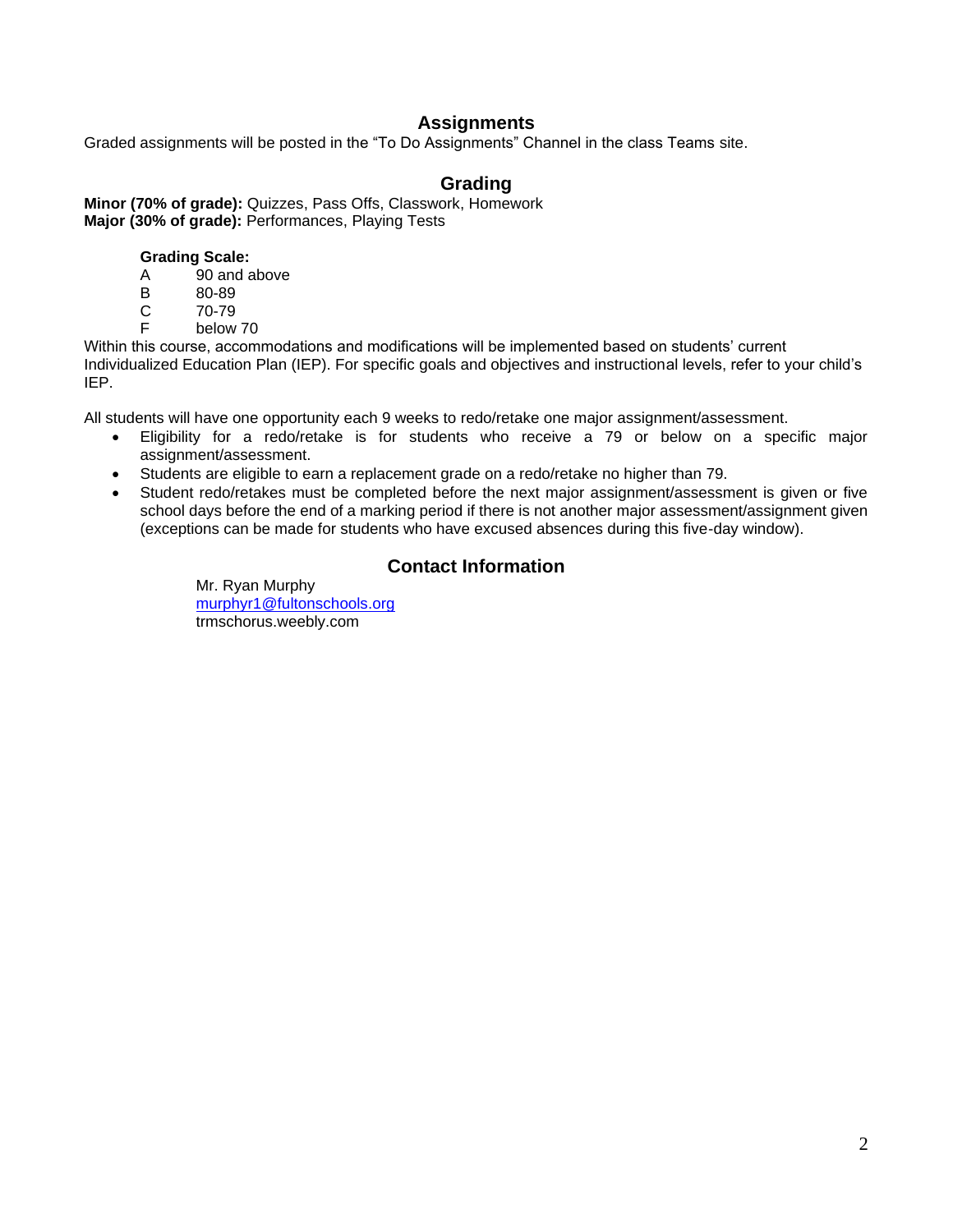## Assignments

Graded assignments will be posted in the "To Do Assignments" Channel in the class Teams site.

## Grading

**Minor (70% of grade):** Quizzes, Pass Offs, Classwork, Homework
**Major (30% of grade):** Performances, Playing Tests

**Grading Scale:**

| | |
|---|---|
| A | 90 and above |
| B | 80-89 |
| C | 70-79 |
| F | below 70 |

Within this course, accommodations and modifications will be implemented based on students' current Individualized Education Plan (IEP). For specific goals and objectives and instructional levels, refer to your child's IEP.

All students will have one opportunity each 9 weeks to redo/retake one major assignment/assessment.

- Eligibility for a redo/retake is for students who receive a 79 or below on a specific major assignment/assessment.
- Students are eligible to earn a replacement grade on a redo/retake no higher than 79.
- Student redo/retakes must be completed before the next major assignment/assessment is given or five school days before the end of a marking period if there is not another major assessment/assignment given (exceptions can be made for students who have excused absences during this five-day window).

## Contact Information

Mr. Ryan Murphy
murphyr1@fultonschools.org
trmschorus.weebly.com